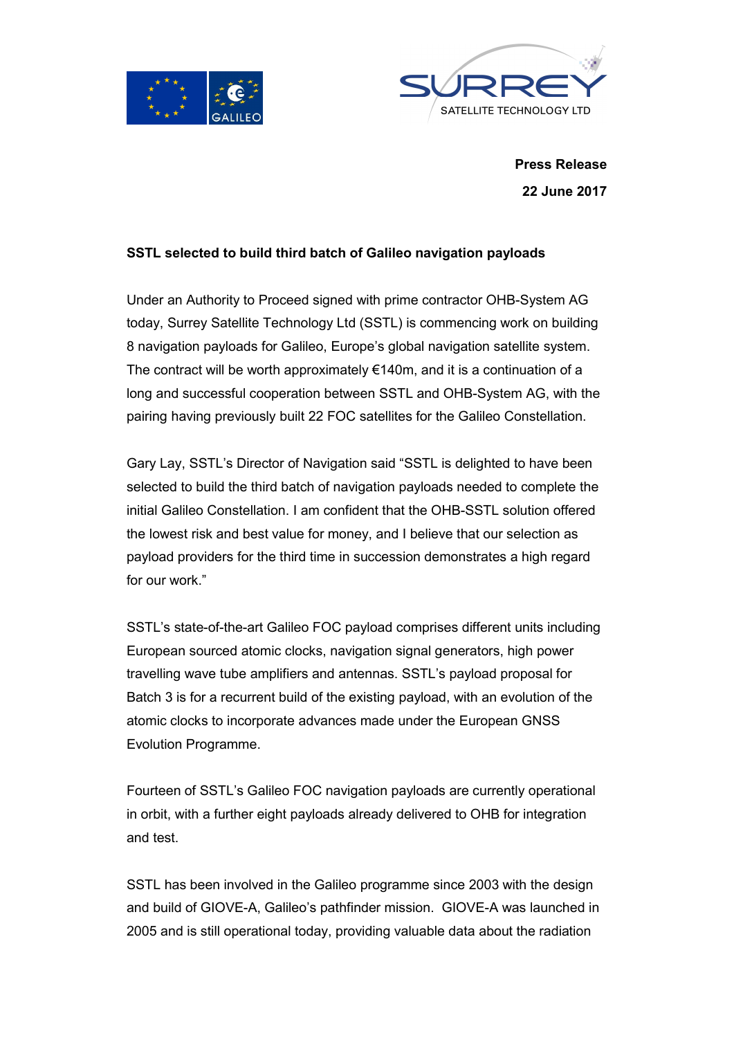**Press Release**

**22 June 2017**

**SSTL selected to build third batch of Galileo navigation payloads**

Under an Authority to Proceed signed with prime contractor OHB-System AG today, Surrey Satellite Technology Ltd (SSTL) is commencing work on building 8 navigation payloads for Galileo, Europe's global navigation satellite system. The contract will be worth approximately €140m, and it is a continuation of a long and successful cooperation between SSTL and OHB-System AG, with the pairing having previously built 22 FOC satellites for the Galileo Constellation.

Gary Lay, SSTL's Director of Navigation said "SSTL is delighted to have been selected to build the third batch of navigation payloads needed to complete the initial Galileo Constellation. I am confident that the OHB-SSTL solution offered the lowest risk and best value for money, and I believe that our selection as payload providers for the third time in succession demonstrates a high regard for our work."

SSTL's state-of-the-art Galileo FOC payload comprises different units including European sourced atomic clocks, navigation signal generators, high power travelling wave tube amplifiers and antennas. SSTL's payload proposal for Batch 3 is for a recurrent build of the existing payload, with an evolution of the atomic clocks to incorporate advances made under the European GNSS Evolution Programme.

Fourteen of SSTL's Galileo FOC navigation payloads are currently operational in orbit, with a further eight payloads already delivered to OHB for integration and test.

SSTL has been involved in the Galileo programme since 2003 with the design and build of GIOVE-A, Galileo's pathfinder mission. GIOVE-A was launched in 2005 and is still operational today, providing valuable data about the radiation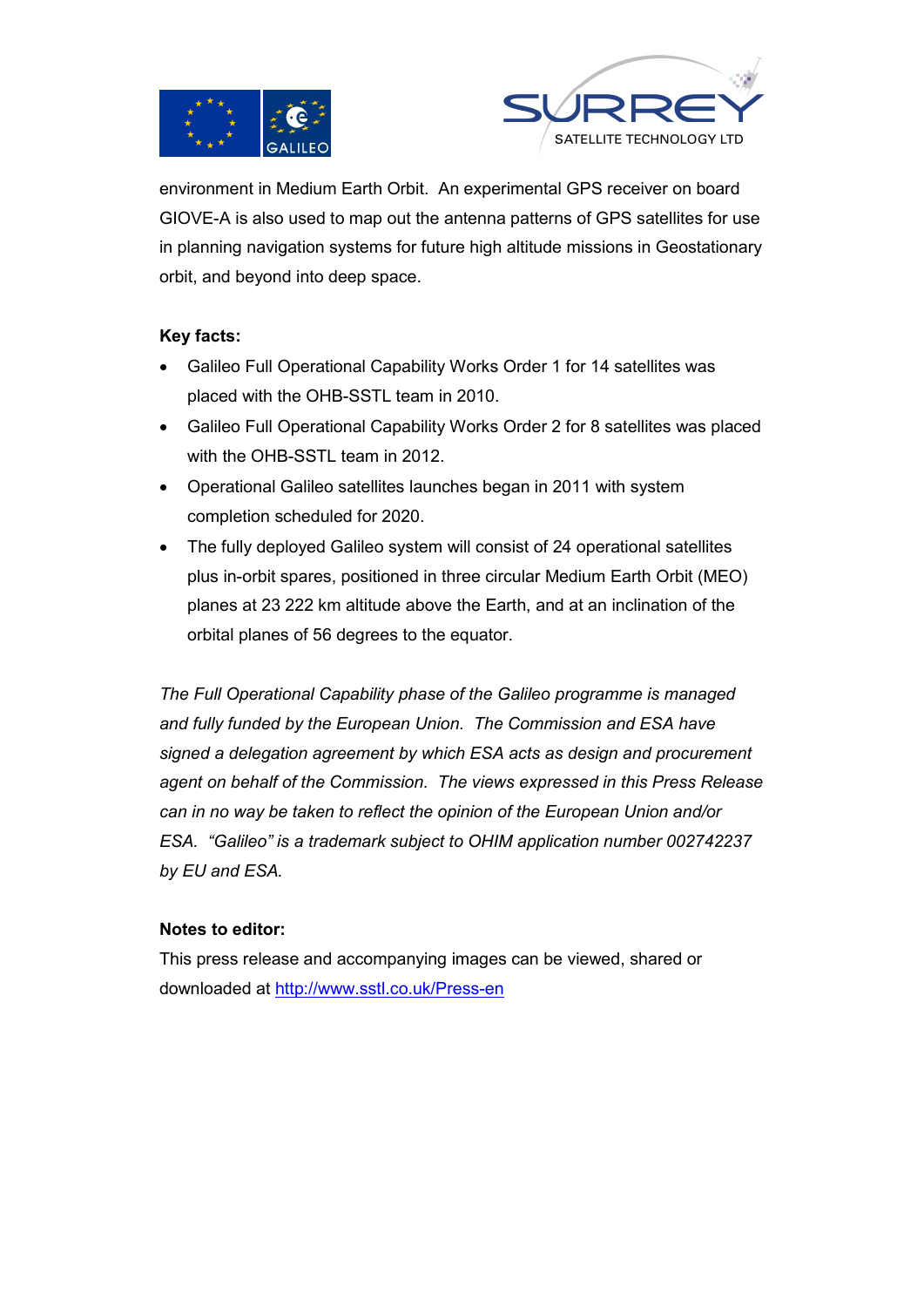environment in Medium Earth Orbit. An experimental GPS receiver on board GIOVE-A is also used to map out the antenna patterns of GPS satellites for use in planning navigation systems for future high altitude missions in Geostationary orbit, and beyond into deep space.

**Key facts:**

- Galileo Full Operational Capability Works Order 1 for 14 satellites was placed with the OHB-SSTL team in 2010.
- Galileo Full Operational Capability Works Order 2 for 8 satellites was placed with the OHB-SSTL team in 2012.
- Operational Galileo satellites launches began in 2011 with system completion scheduled for 2020.
- The fully deployed Galileo system will consist of 24 operational satellites plus in-orbit spares, positioned in three circular Medium Earth Orbit (MEO) planes at 23 222 km altitude above the Earth, and at an inclination of the orbital planes of 56 degrees to the equator.

*The Full Operational Capability phase of the Galileo programme is managed and fully funded by the European Union. The Commission and ESA have signed a delegation agreement by which ESA acts as design and procurement agent on behalf of the Commission. The views expressed in this Press Release can in no way be taken to reflect the opinion of the European Union and/or ESA. "Galileo" is a trademark subject to OHIM application number 002742237 by EU and ESA.*

**Notes to editor:**

This press release and accompanying images can be viewed, shared or downloaded at http://www.sstl.co.uk/Press-en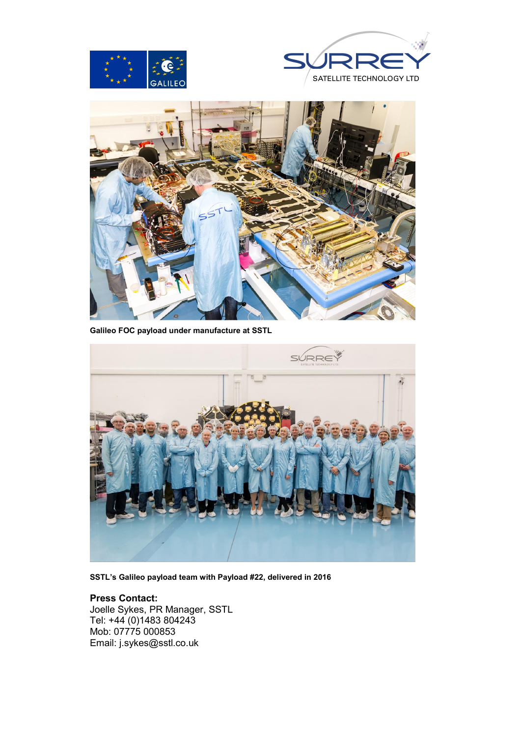**Galileo FOC payload under manufacture at SSTL**

**SSTL's Galileo payload team with Payload #22, delivered in 2016**

**Press Contact:**
Joelle Sykes, PR Manager, SSTL
Tel: +44 (0)1483 804243
Mob: 07775 000853
Email: j.sykes@sstl.co.uk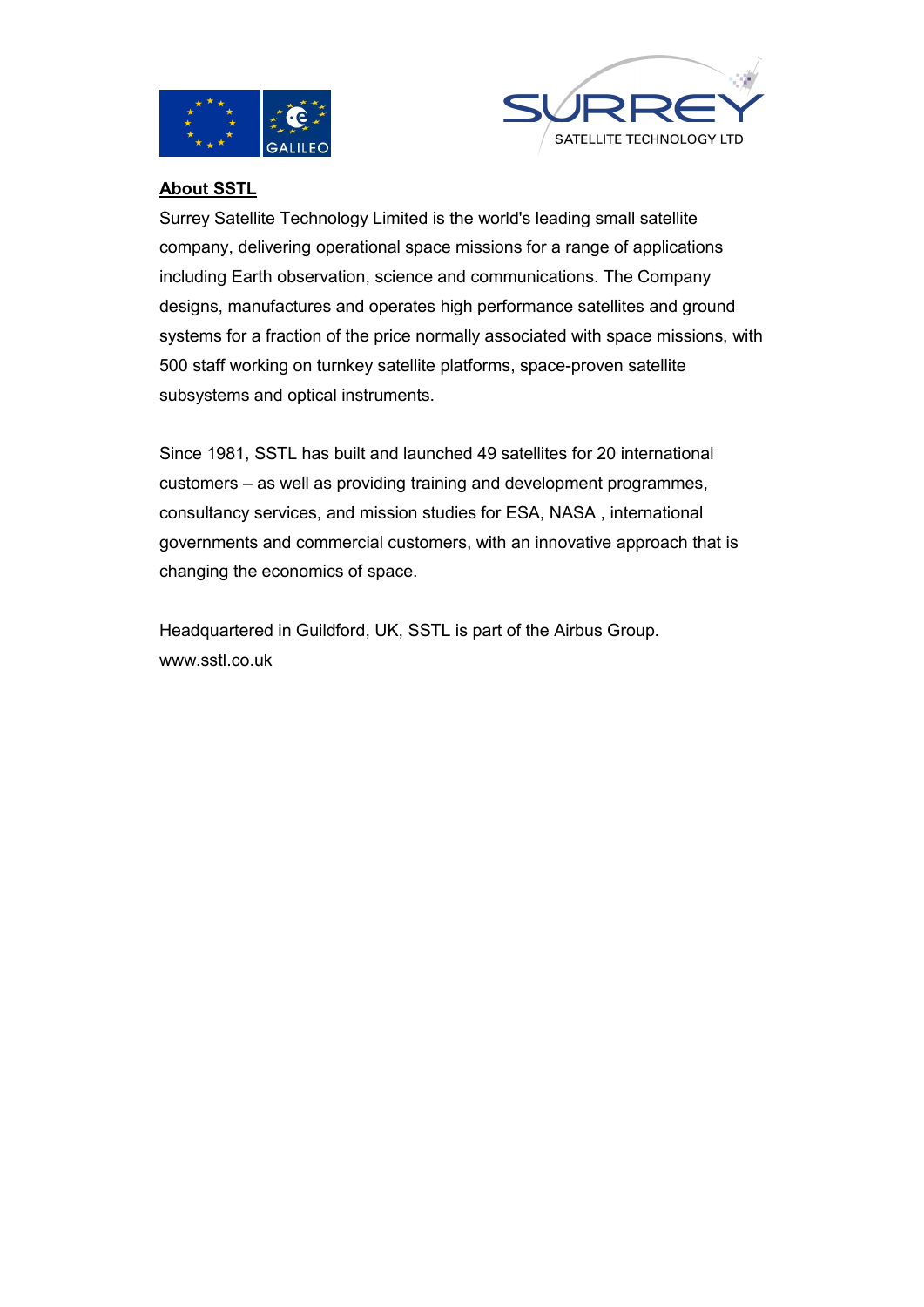**About SSTL**

Surrey Satellite Technology Limited is the world's leading small satellite company, delivering operational space missions for a range of applications including Earth observation, science and communications. The Company designs, manufactures and operates high performance satellites and ground systems for a fraction of the price normally associated with space missions, with 500 staff working on turnkey satellite platforms, space-proven satellite subsystems and optical instruments.

Since 1981, SSTL has built and launched 49 satellites for 20 international customers – as well as providing training and development programmes, consultancy services, and mission studies for ESA, NASA , international governments and commercial customers, with an innovative approach that is changing the economics of space.

Headquartered in Guildford, UK, SSTL is part of the Airbus Group.
www.sstl.co.uk